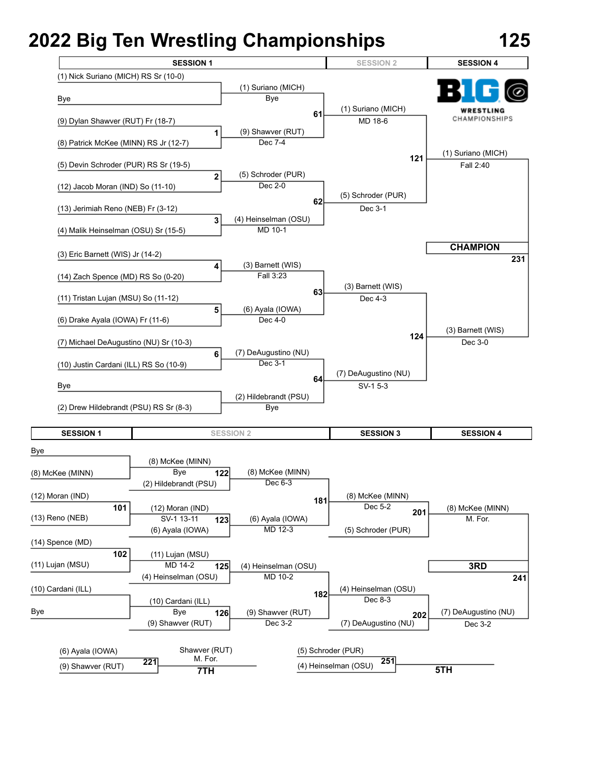# 2022 Big Ten Wrestling Championships — 125

## Championship Bracket

| SESSION 1 | | SESSION 2 | | SESSION 4 |
|---|---|---|---|---|
| (1) Nick Suriano (MICH) RS Sr (10-0) | | | | |
| Bye | (1) Suriano (MICH) Bye | | | |
| (9) Dylan Shawver (RUT) Fr (18-7) | 61 | (1) Suriano (MICH) MD 18-6 | | |
| (8) Patrick McKee (MINN) RS Jr (12-7) | 1: (9) Shawver (RUT) Dec 7-4 | | 121 | (1) Suriano (MICH) Fall 2:40 |
| (5) Devin Schroder (PUR) RS Sr (19-5) | | | | |
| (12) Jacob Moran (IND) So (11-10) | 2: (5) Schroder (PUR) Dec 2-0 | | | |
| (13) Jerimiah Reno (NEB) Fr (3-12) | 62 | (5) Schroder (PUR) Dec 3-1 | | |
| (4) Malik Heinselman (OSU) Sr (15-5) | 3: (4) Heinselman (OSU) MD 10-1 | | | |
| | | | | **CHAMPION** 231 |
| (3) Eric Barnett (WIS) Jr (14-2) | | | | |
| (14) Zach Spence (MD) RS So (0-20) | 4: (3) Barnett (WIS) Fall 3:23 | | | |
| (11) Tristan Lujan (MSU) So (11-12) | 63 | (3) Barnett (WIS) Dec 4-3 | | |
| (6) Drake Ayala (IOWA) Fr (11-6) | 5: (6) Ayala (IOWA) Dec 4-0 | | 124 | (3) Barnett (WIS) Dec 3-0 |
| (7) Michael DeAugustino (NU) Sr (10-3) | | | | |
| (10) Justin Cardani (ILL) RS So (10-9) | 6: (7) DeAugustino (NU) Dec 3-1 | | | |
| Bye | 64 | (7) DeAugustino (NU) SV-1 5-3 | | |
| (2) Drew Hildebrandt (PSU) RS Sr (8-3) | (2) Hildebrandt (PSU) Bye | | | |

## Consolation Bracket

| SESSION 1 | SESSION 2 | | SESSION 3 | SESSION 4 |
|---|---|---|---|---|
| Bye | | | | |
| (8) McKee (MINN) | (8) McKee (MINN) Bye | | | |
| | 122: (2) Hildebrandt (PSU) | (8) McKee (MINN) Dec 6-3 | | |
| (12) Moran (IND) | | 181 | (8) McKee (MINN) Dec 5-2 | |
| 101: (13) Reno (NEB) | (12) Moran (IND) SV-1 13-11 | | 201 | (8) McKee (MINN) M. For. |
| | 123: (6) Ayala (IOWA) | (6) Ayala (IOWA) MD 12-3 | (5) Schroder (PUR) | |
| (14) Spence (MD) | | | | |
| 102: (11) Lujan (MSU) | (11) Lujan (MSU) MD 14-2 | | | **3RD** 241 |
| | 125: (4) Heinselman (OSU) | (4) Heinselman (OSU) MD 10-2 | | |
| (10) Cardani (ILL) | | 182 | (4) Heinselman (OSU) Dec 8-3 | |
| Bye | (10) Cardani (ILL) Bye | | 202 | (7) DeAugustino (NU) Dec 3-2 |
| | 126: (9) Shawver (RUT) | (9) Shawver (RUT) Dec 3-2 | (7) DeAugustino (NU) | |

## 7TH Place

| Match 221 | Result |
|---|---|
| (6) Ayala (IOWA) vs (9) Shawver (RUT) | Shawver (RUT) M. For. — **7TH** |

## 5TH Place

| Match 251 | Result |
|---|---|
| (5) Schroder (PUR) vs (4) Heinselman (OSU) | **5TH** |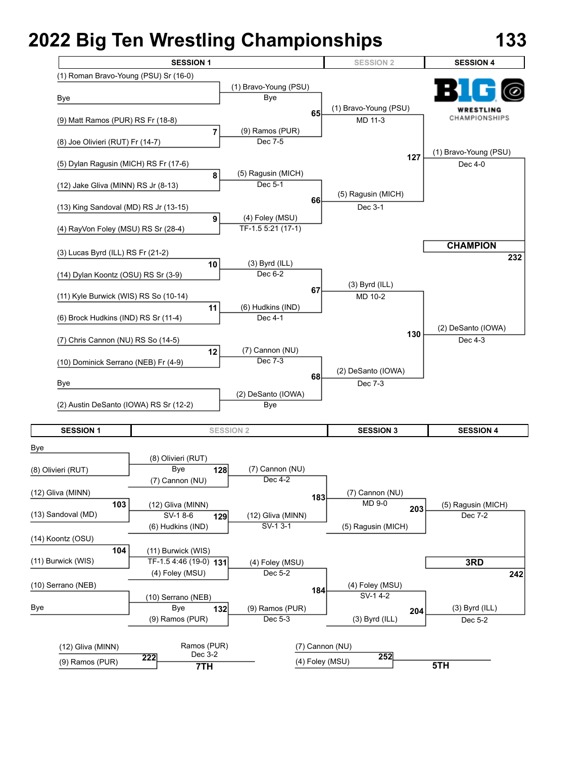# 2022 Big Ten Wrestling Championships — 133

## Championship Bracket

| SESSION 1 | | SESSION 2 | | SESSION 4 |
|---|---|---|---|---|
| (1) Roman Bravo-Young (PSU) Sr (16-0) | | (1) Bravo-Young (PSU) Bye | | |
| Bye | | | | |
| (9) Matt Ramos (PUR) RS Fr (18-8) | 7 | (9) Ramos (PUR) Dec 7-5 | 65 | (1) Bravo-Young (PSU) MD 11-3 |
| (8) Joe Olivieri (RUT) Fr (14-7) | | | | |
| (5) Dylan Ragusin (MICH) RS Fr (17-6) | 8 | (5) Ragusin (MICH) Dec 5-1 | | |
| (12) Jake Gliva (MINN) RS Jr (8-13) | | | | |
| (13) King Sandoval (MD) RS Jr (13-15) | 9 | (4) Foley (MSU) TF-1.5 5:21 (17-1) | 66 | (5) Ragusin (MICH) Dec 3-1 |
| (4) RayVon Foley (MSU) RS Sr (28-4) | | | | |
| (3) Lucas Byrd (ILL) RS Fr (21-2) | 10 | (3) Byrd (ILL) Dec 6-2 | | |
| (14) Dylan Koontz (OSU) RS Sr (3-9) | | | | |
| (11) Kyle Burwick (WIS) RS So (10-14) | 11 | (6) Hudkins (IND) Dec 4-1 | 67 | (3) Byrd (ILL) MD 10-2 |
| (6) Brock Hudkins (IND) RS Sr (11-4) | | | | |
| (7) Chris Cannon (NU) RS So (14-5) | 12 | (7) Cannon (NU) Dec 7-3 | | |
| (10) Dominick Serrano (NEB) Fr (4-9) | | | | |
| Bye | | (2) DeSanto (IOWA) Bye | 68 | (2) DeSanto (IOWA) Dec 7-3 |
| (2) Austin DeSanto (IOWA) RS Sr (12-2) | | | | |

- 127: (1) Bravo-Young (PSU) Dec 4-0
- 130: (2) DeSanto (IOWA) Dec 4-3
- **CHAMPION** 232

## Consolation Bracket

| SESSION 1 | | SESSION 2 | | | SESSION 3 | | SESSION 4 |
|---|---|---|---|---|---|---|---|
| Bye | | (8) Olivieri (RUT) Bye | | | | | |
| (8) Olivieri (RUT) | | (7) Cannon (NU) | 128 | (7) Cannon (NU) Dec 4-2 | | | |
| (12) Gliva (MINN) | 103 | (12) Gliva (MINN) SV-1 8-6 | | | 183 | (7) Cannon (NU) MD 9-0 | |
| (13) Sandoval (MD) | | (6) Hudkins (IND) | 129 | (12) Gliva (MINN) SV-1 3-1 | | (5) Ragusin (MICH) | 203: (5) Ragusin (MICH) Dec 7-2 |
| (14) Koontz (OSU) | 104 | (11) Burwick (WIS) TF-1.5 4:46 (19-0) | | | | | |
| (11) Burwick (WIS) | | (4) Foley (MSU) | 131 | (4) Foley (MSU) Dec 5-2 | 184 | (4) Foley (MSU) SV-1 4-2 | |
| (10) Serrano (NEB) | | (10) Serrano (NEB) Bye | | | | | |
| Bye | | (9) Ramos (PUR) | 132 | (9) Ramos (PUR) Dec 5-3 | | (3) Byrd (ILL) | 204: (3) Byrd (ILL) Dec 5-2 |

- **3RD** 242

## Placement Matches

| Wrestlers | Bout | Result | Place |
|---|---|---|---|
| (12) Gliva (MINN) vs (9) Ramos (PUR) | 222 | Ramos (PUR) Dec 3-2 | **7TH** |
| (7) Cannon (NU) vs (4) Foley (MSU) | 252 | | **5TH** |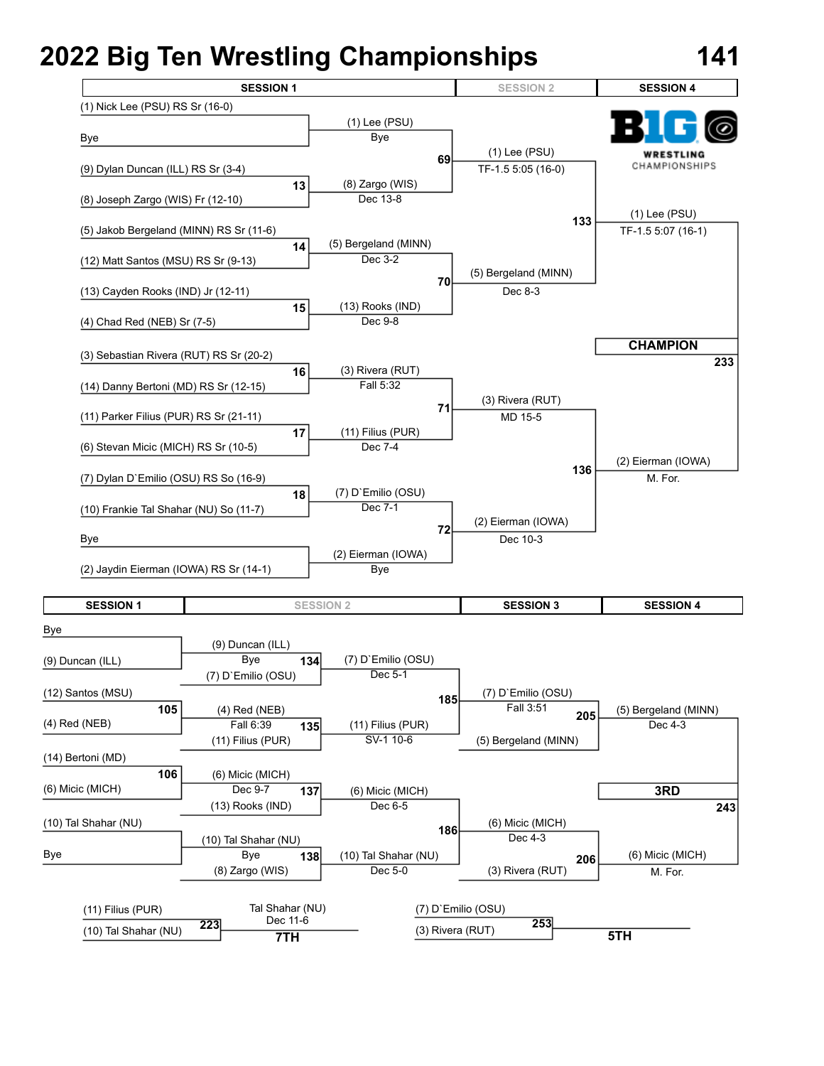# 2022 Big Ten Wrestling Championships

## 141

### Championship Bracket

**SESSION 1**

| Bout | Wrestler | Wrestler | Winner | Result |
|---|---|---|---|---|
| | (1) Nick Lee (PSU) RS Sr (16-0) | Bye | (1) Lee (PSU) | Bye |
| 13 | (9) Dylan Duncan (ILL) RS Sr (3-4) | (8) Joseph Zargo (WIS) Fr (12-10) | (8) Zargo (WIS) | Dec 13-8 |
| 14 | (5) Jakob Bergeland (MINN) RS Sr (11-6) | (12) Matt Santos (MSU) RS Sr (9-13) | (5) Bergeland (MINN) | Dec 3-2 |
| 15 | (13) Cayden Rooks (IND) Jr (12-11) | (4) Chad Red (NEB) Sr (7-5) | (13) Rooks (IND) | Dec 9-8 |
| 16 | (3) Sebastian Rivera (RUT) RS Sr (20-2) | (14) Danny Bertoni (MD) RS Sr (12-15) | (3) Rivera (RUT) | Fall 5:32 |
| 17 | (11) Parker Filius (PUR) RS Sr (21-11) | (6) Stevan Micic (MICH) RS Sr (10-5) | (11) Filius (PUR) | Dec 7-4 |
| 18 | (7) Dylan D`Emilio (OSU) RS So (16-9) | (10) Frankie Tal Shahar (NU) So (11-7) | (7) D`Emilio (OSU) | Dec 7-1 |
| | Bye | (2) Jaydin Eierman (IOWA) RS Sr (14-1) | (2) Eierman (IOWA) | Bye |

**SESSION 2**

| Bout | Winner | Result |
|---|---|---|
| 69 | (1) Lee (PSU) | TF-1.5 5:05 (16-0) |
| 70 | (5) Bergeland (MINN) | Dec 8-3 |
| 71 | (3) Rivera (RUT) | MD 15-5 |
| 72 | (2) Eierman (IOWA) | Dec 10-3 |

**SESSION 4**

| Bout | Winner | Result |
|---|---|---|
| 133 | (1) Lee (PSU) | TF-1.5 5:07 (16-1) |
| 136 | (2) Eierman (IOWA) | M. For. |

**CHAMPION** (Bout 233)

### Consolation Bracket

**SESSION 1**

| Bout | Wrestler | Wrestler |
|---|---|---|
| | Bye | (9) Duncan (ILL) |
| 105 | (12) Santos (MSU) | (4) Red (NEB) |
| 106 | (14) Bertoni (MD) | (6) Micic (MICH) |
| | (10) Tal Shahar (NU) | Bye |

**SESSION 2**

| Bout | Wrestler | Wrestler | Winner | Result |
|---|---|---|---|---|
| | (9) Duncan (ILL) | Bye | (9) Duncan (ILL) | Bye |
| | (4) Red (NEB) | | (4) Red (NEB) | Fall 6:39 |
| | (6) Micic (MICH) | | (6) Micic (MICH) | Dec 9-7 |
| | (10) Tal Shahar (NU) | Bye | (10) Tal Shahar (NU) | Bye |
| 134 | (9) Duncan (ILL) | (7) D`Emilio (OSU) | (7) D`Emilio (OSU) | Dec 5-1 |
| 135 | (4) Red (NEB) | (11) Filius (PUR) | (11) Filius (PUR) | SV-1 10-6 |
| 137 | (6) Micic (MICH) | (13) Rooks (IND) | (6) Micic (MICH) | Dec 6-5 |
| 138 | (10) Tal Shahar (NU) | (8) Zargo (WIS) | (10) Tal Shahar (NU) | Dec 5-0 |

**SESSION 3**

| Bout | Wrestler | Wrestler | Winner | Result |
|---|---|---|---|---|
| 185 | (7) D`Emilio (OSU) | (11) Filius (PUR) | (7) D`Emilio (OSU) | Fall 3:51 |
| 186 | (6) Micic (MICH) | (10) Tal Shahar (NU) | (6) Micic (MICH) | Dec 4-3 |

**SESSION 4**

| Bout | Wrestler | Wrestler | Winner | Result |
|---|---|---|---|---|
| 205 | (7) D`Emilio (OSU) | (5) Bergeland (MINN) | (5) Bergeland (MINN) | Dec 4-3 |
| 206 | (6) Micic (MICH) | (3) Rivera (RUT) | (6) Micic (MICH) | M. For. |

**3RD** (Bout 243)

### Placement Matches

| Bout | Wrestler | Wrestler | Winner | Result | Place |
|---|---|---|---|---|---|
| 223 | (11) Filius (PUR) | (10) Tal Shahar (NU) | Tal Shahar (NU) | Dec 11-6 | 7TH |
| 253 | (7) D`Emilio (OSU) | (3) Rivera (RUT) | | | 5TH |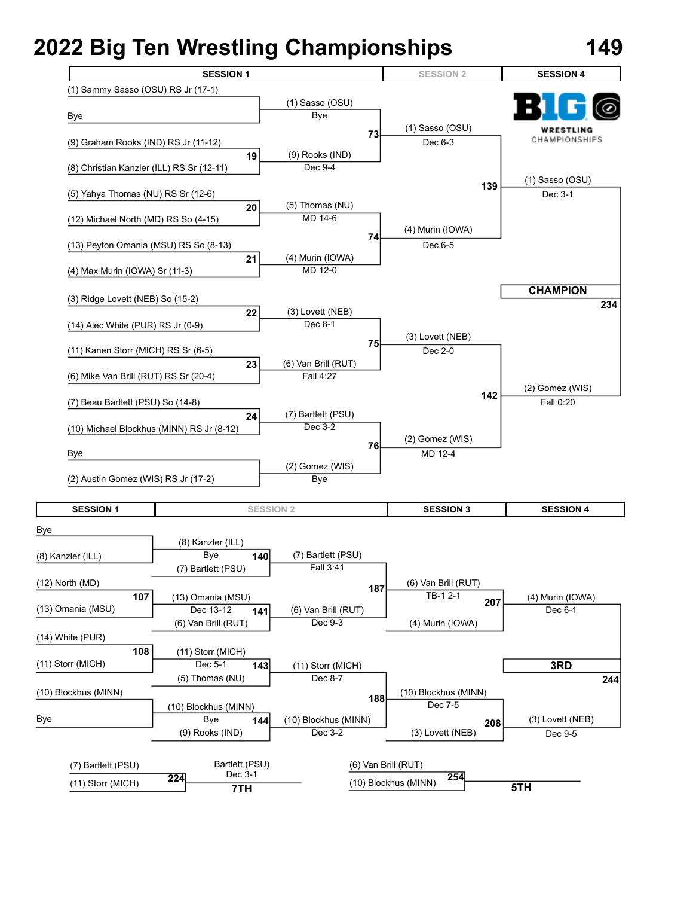# 2022 Big Ten Wrestling Championships

## 149

### Championship Bracket

**SESSION 1 | SESSION 2 | SESSION 4**

| First Round (Session 1) | Bout | Quarterfinals (Session 1) | Bout | Semifinals (Session 2) | Bout | Final (Session 4) |
|---|---|---|---|---|---|---|
| (1) Sammy Sasso (OSU) RS Jr (17-1) vs Bye | | (1) Sasso (OSU) – Bye | 73 | (1) Sasso (OSU) – Dec 6-3 | 139 | (1) Sasso (OSU) – Dec 3-1 |
| (9) Graham Rooks (IND) RS Jr (11-12) vs (8) Christian Kanzler (ILL) RS Sr (12-11) | 19 | (9) Rooks (IND) – Dec 9-4 | | | | |
| (5) Yahya Thomas (NU) RS Sr (12-6) vs (12) Michael North (MD) RS So (4-15) | 20 | (5) Thomas (NU) – MD 14-6 | 74 | (4) Murin (IOWA) – Dec 6-5 | | |
| (13) Peyton Omania (MSU) RS So (8-13) vs (4) Max Murin (IOWA) Sr (11-3) | 21 | (4) Murin (IOWA) – MD 12-0 | | | | |
| (3) Ridge Lovett (NEB) So (15-2) vs (14) Alec White (PUR) RS Jr (0-9) | 22 | (3) Lovett (NEB) – Dec 8-1 | 75 | (3) Lovett (NEB) – Dec 2-0 | 142 | (2) Gomez (WIS) – Fall 0:20 |
| (11) Kanen Storr (MICH) RS Sr (6-5) vs (6) Mike Van Brill (RUT) RS Sr (20-4) | 23 | (6) Van Brill (RUT) – Fall 4:27 | | | | |
| (7) Beau Bartlett (PSU) So (14-8) vs (10) Michael Blockhus (MINN) RS Jr (8-12) | 24 | (7) Bartlett (PSU) – Dec 3-2 | 76 | (2) Gomez (WIS) – MD 12-4 | | |
| Bye vs (2) Austin Gomez (WIS) RS Jr (17-2) | | (2) Gomez (WIS) – Bye | | | | |

**CHAMPION** (Bout 234)

### Consolation Bracket

**SESSION 1 | SESSION 2 | SESSION 3 | SESSION 4**

| Session 1 | Bout | Session 2 (Cons. R2) | Bout | Session 2 (Cons. R3) | Bout | Session 3 | Bout | Session 4 |
|---|---|---|---|---|---|---|---|---|
| Bye vs (8) Kanzler (ILL) | | (8) Kanzler (ILL) – Bye vs (7) Bartlett (PSU) | 140 | (7) Bartlett (PSU) – Fall 3:41 | 187 | (6) Van Brill (RUT) – TB-1 2-1 | 207 | (4) Murin (IOWA) – Dec 6-1 |
| (12) North (MD) vs (13) Omania (MSU) | 107 | (13) Omania (MSU) – Dec 13-12 vs (6) Van Brill (RUT) | 141 | (6) Van Brill (RUT) – Dec 9-3 | | vs (4) Murin (IOWA) | | |
| (14) White (PUR) vs (11) Storr (MICH) | 108 | (11) Storr (MICH) – Dec 5-1 vs (5) Thomas (NU) | 143 | (11) Storr (MICH) – Dec 8-7 | 188 | (10) Blockhus (MINN) – Dec 7-5 | 208 | (3) Lovett (NEB) – Dec 9-5 |
| (10) Blockhus (MINN) vs Bye | | (10) Blockhus (MINN) – Bye vs (9) Rooks (IND) | 144 | (10) Blockhus (MINN) – Dec 3-2 | | vs (3) Lovett (NEB) | | |

**3RD** (Bout 244)

### 7th Place

| Bout | Match | Result |
|---|---|---|
| 224 | (7) Bartlett (PSU) vs (11) Storr (MICH) | Bartlett (PSU) Dec 3-1 — **7TH** |

### 5th Place

| Bout | Match | Result |
|---|---|---|
| 254 | (6) Van Brill (RUT) vs (10) Blockhus (MINN) | **5TH** |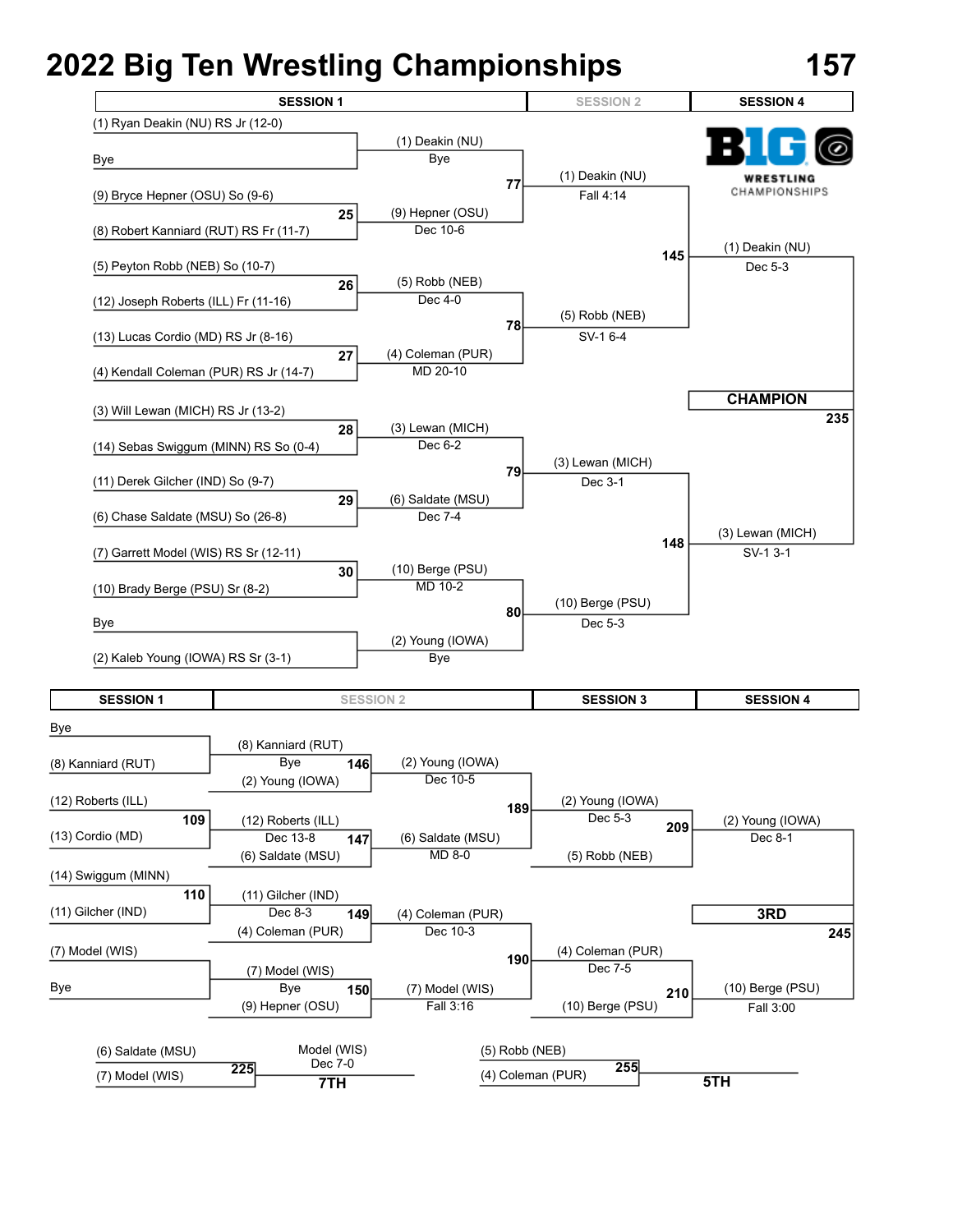# 2022 Big Ten Wrestling Championships

## 157

### Championship Bracket

| SESSION 1 | | SESSION 2 | | SESSION 4 |
|---|---|---|---|---|
| (1) Ryan Deakin (NU) RS Jr (12-0) vs Bye | | (1) Deakin (NU) — Bye | | |
| (9) Bryce Hepner (OSU) So (9-6) vs (8) Robert Kanniard (RUT) RS Fr (11-7) | 25 | (9) Hepner (OSU) — Dec 10-6 | | |
| | | Bout 77: (1) Deakin (NU) — Fall 4:14 | | |
| (5) Peyton Robb (NEB) So (10-7) vs (12) Joseph Roberts (ILL) Fr (11-16) | 26 | (5) Robb (NEB) — Dec 4-0 | | |
| (13) Lucas Cordio (MD) RS Jr (8-16) vs (4) Kendall Coleman (PUR) RS Jr (14-7) | 27 | (4) Coleman (PUR) — MD 20-10 | | |
| | | Bout 78: (5) Robb (NEB) — SV-1 6-4 | | |
| | | | Bout 145: (1) Deakin (NU) — Dec 5-3 | |
| (3) Will Lewan (MICH) RS Jr (13-2) vs (14) Sebas Swiggum (MINN) RS So (0-4) | 28 | (3) Lewan (MICH) — Dec 6-2 | | |
| (11) Derek Gilcher (IND) So (9-7) vs (6) Chase Saldate (MSU) So (26-8) | 29 | (6) Saldate (MSU) — Dec 7-4 | | |
| | | Bout 79: (3) Lewan (MICH) — Dec 3-1 | | |
| (7) Garrett Model (WIS) RS Sr (12-11) vs (10) Brady Berge (PSU) Sr (8-2) | 30 | (10) Berge (PSU) — MD 10-2 | | |
| Bye vs (2) Kaleb Young (IOWA) RS Sr (3-1) | | (2) Young (IOWA) — Bye | | |
| | | Bout 80: (10) Berge (PSU) — Dec 5-3 | | |
| | | | Bout 148: (3) Lewan (MICH) — SV-1 3-1 | |

**CHAMPION** (Bout 235)

### Consolation Bracket

| SESSION 1 | SESSION 2 | | SESSION 3 | SESSION 4 |
|---|---|---|---|---|
| Bye vs (8) Kanniard (RUT) | (8) Kanniard (RUT) — Bye | | | |
| | Bout 146: (8) Kanniard (RUT) vs (2) Young (IOWA) | (2) Young (IOWA) — Dec 10-5 | | |
| Bout 109: (12) Roberts (ILL) vs (13) Cordio (MD) | (12) Roberts (ILL) — Dec 13-8 | | | |
| | Bout 147: (12) Roberts (ILL) vs (6) Saldate (MSU) | (6) Saldate (MSU) — MD 8-0 | | |
| | | Bout 189: (2) Young (IOWA) vs (6) Saldate (MSU) | (2) Young (IOWA) — Dec 5-3 | |
| | | | Bout 209: (2) Young (IOWA) vs (5) Robb (NEB) | (2) Young (IOWA) — Dec 8-1 |
| Bout 110: (14) Swiggum (MINN) vs (11) Gilcher (IND) | (11) Gilcher (IND) — Dec 8-3 | | | |
| | Bout 149: (11) Gilcher (IND) vs (4) Coleman (PUR) | (4) Coleman (PUR) — Dec 10-3 | | |
| (7) Model (WIS) vs Bye | (7) Model (WIS) — Bye | | | |
| | Bout 150: (7) Model (WIS) vs (9) Hepner (OSU) | (7) Model (WIS) — Fall 3:16 | | |
| | | Bout 190: (4) Coleman (PUR) vs (7) Model (WIS) | (4) Coleman (PUR) — Dec 7-5 | |
| | | | Bout 210: (4) Coleman (PUR) vs (10) Berge (PSU) | (10) Berge (PSU) — Fall 3:00 |

**3RD** (Bout 245)

### 7TH Place (Bout 225)

(6) Saldate (MSU) vs (7) Model (WIS) — Model (WIS) Dec 7-0

### 5TH Place (Bout 255)

(5) Robb (NEB) vs (4) Coleman (PUR)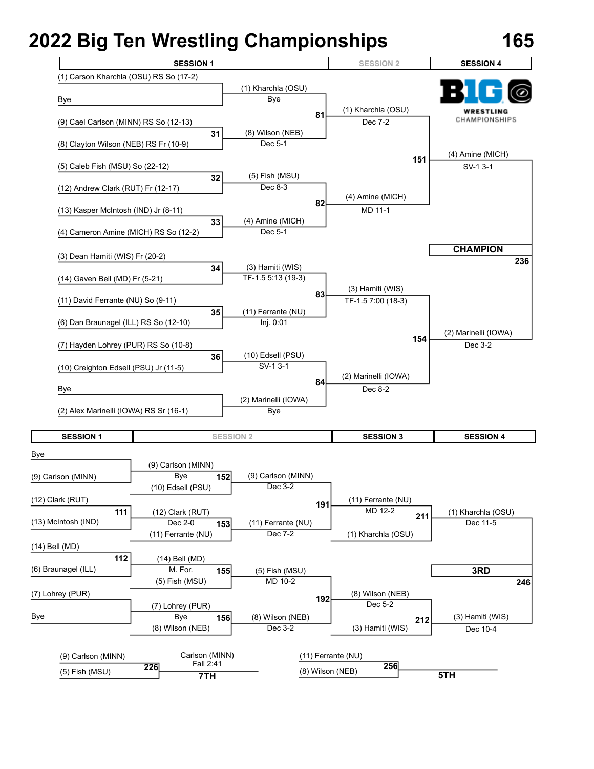# 2022 Big Ten Wrestling Championships

## 165

## Championship Bracket

| SESSION 1 | | SESSION 2 | | SESSION 4 |
|---|---|---|---|---|
| (1) Carson Kharchla (OSU) RS So (17-2) vs Bye | | (1) Kharchla (OSU) Bye | | |
| (9) Cael Carlson (MINN) RS So (12-13) vs (8) Clayton Wilson (NEB) RS Fr (10-9) | 31 | (8) Wilson (NEB) Dec 5-1 | | |
| | 81 | (1) Kharchla (OSU) Dec 7-2 | | |
| (5) Caleb Fish (MSU) So (22-12) vs (12) Andrew Clark (RUT) Fr (12-17) | 32 | (5) Fish (MSU) Dec 8-3 | | |
| (13) Kasper McIntosh (IND) Jr (8-11) vs (4) Cameron Amine (MICH) RS So (12-2) | 33 | (4) Amine (MICH) Dec 5-1 | | |
| | 82 | (4) Amine (MICH) MD 11-1 | | |
| | | | 151 | (4) Amine (MICH) SV-1 3-1 |
| (3) Dean Hamiti (WIS) Fr (20-2) vs (14) Gaven Bell (MD) Fr (5-21) | 34 | (3) Hamiti (WIS) TF-1.5 5:13 (19-3) | | |
| (11) David Ferrante (NU) So (9-11) vs (6) Dan Braunagel (ILL) RS So (12-10) | 35 | (11) Ferrante (NU) Inj. 0:01 | | |
| | 83 | (3) Hamiti (WIS) TF-1.5 7:00 (18-3) | | |
| (7) Hayden Lohrey (PUR) RS So (10-8) vs (10) Creighton Edsell (PSU) Jr (11-5) | 36 | (10) Edsell (PSU) SV-1 3-1 | | |
| Bye vs (2) Alex Marinelli (IOWA) RS Sr (16-1) | | (2) Marinelli (IOWA) Bye | | |
| | 84 | (2) Marinelli (IOWA) Dec 8-2 | | |
| | | | 154 | (2) Marinelli (IOWA) Dec 3-2 |

**CHAMPION** (236)

## Consolation Bracket

| SESSION 1 | | SESSION 2 | | SESSION 2 | | SESSION 3 | | SESSION 4 |
|---|---|---|---|---|---|---|---|---|
| Bye vs (9) Carlson (MINN) | | (9) Carlson (MINN) Bye | 152 | (9) Carlson (MINN) Dec 3-2 | | | | |
| | | (10) Edsell (PSU) | | | | | | |
| (12) Clark (RUT) vs (13) McIntosh (IND) | 111 | (12) Clark (RUT) Dec 2-0 | 153 | (11) Ferrante (NU) Dec 7-2 | | | | |
| | | (11) Ferrante (NU) | | | 191 | (11) Ferrante (NU) MD 12-2 | | |
| | | | | | | (1) Kharchla (OSU) | 211 | (1) Kharchla (OSU) Dec 11-5 |
| (14) Bell (MD) vs (6) Braunagel (ILL) | 112 | (14) Bell (MD) M. For. | 155 | (5) Fish (MSU) MD 10-2 | | | | |
| | | (5) Fish (MSU) | | | | | | |
| (7) Lohrey (PUR) vs Bye | | (7) Lohrey (PUR) Bye | 156 | (8) Wilson (NEB) Dec 3-2 | | | | |
| | | (8) Wilson (NEB) | | | 192 | (8) Wilson (NEB) Dec 5-2 | | |
| | | | | | | (3) Hamiti (WIS) | 212 | (3) Hamiti (WIS) Dec 10-4 |

**3RD** (246)

## Placement Matches

| Match | Bout | Result | Place |
|---|---|---|---|
| (9) Carlson (MINN) vs (5) Fish (MSU) | 226 | Carlson (MINN) Fall 2:41 | 7TH |
| (11) Ferrante (NU) vs (8) Wilson (NEB) | 256 | | 5TH |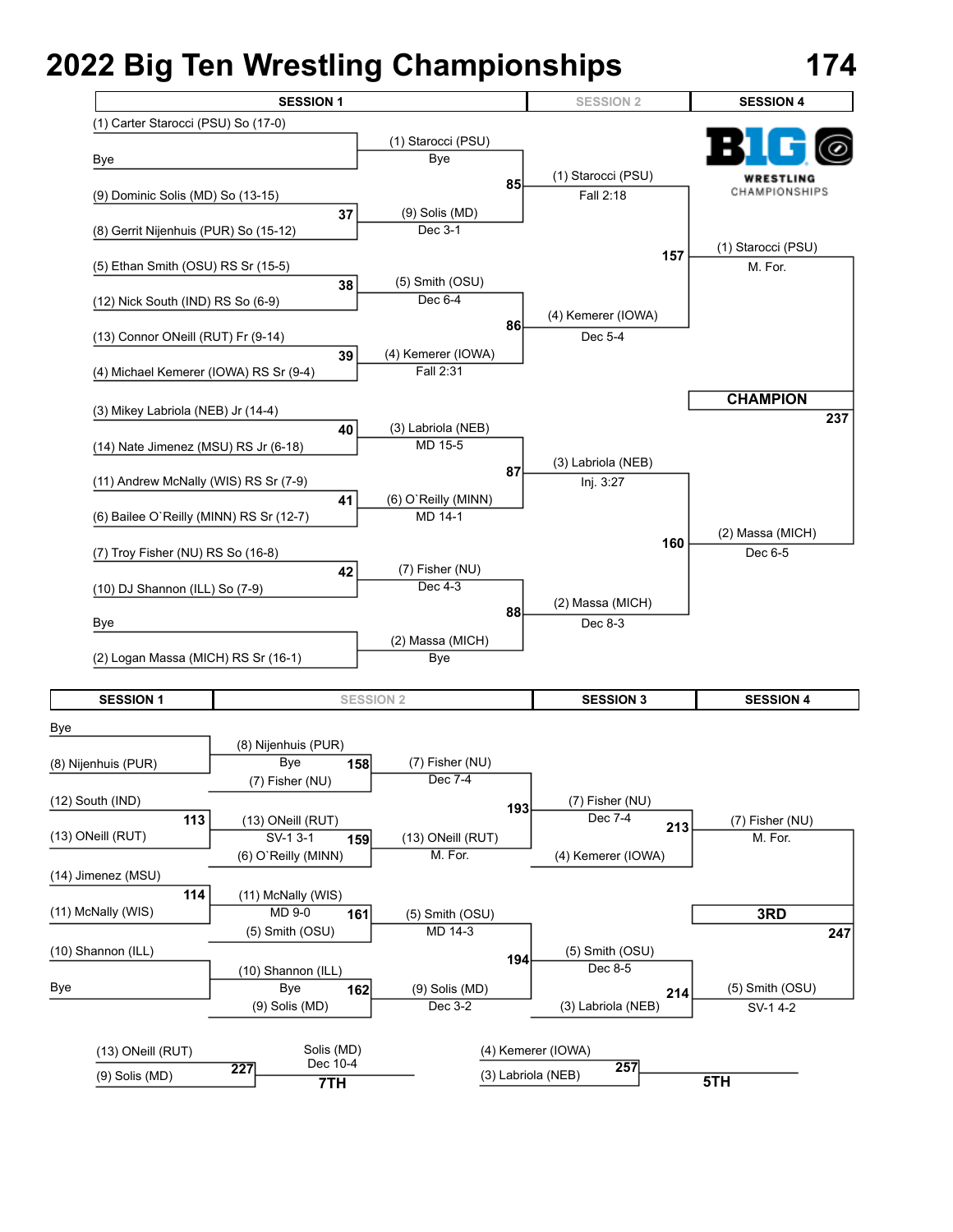# 2022 Big Ten Wrestling Championships — 174

## Championship Bracket

| SESSION 1 | | SESSION 2 | | SESSION 4 |
|---|---|---|---|---|
| (1) Carter Starocci (PSU) So (17-0) | | | | |
| Bye | (1) Starocci (PSU) Bye | | | |
| | | 85 | (1) Starocci (PSU) Fall 2:18 | |
| (9) Dominic Solis (MD) So (13-15) | | | | |
| (8) Gerrit Nijenhuis (PUR) So (15-12) | 37 | (9) Solis (MD) Dec 3-1 | | |
| | | | 157 | (1) Starocci (PSU) M. For. |
| (5) Ethan Smith (OSU) RS Sr (15-5) | | | | |
| (12) Nick South (IND) RS So (6-9) | 38 | (5) Smith (OSU) Dec 6-4 | | |
| | | 86 | (4) Kemerer (IOWA) Dec 5-4 | |
| (13) Connor ONeill (RUT) Fr (9-14) | | | | |
| (4) Michael Kemerer (IOWA) RS Sr (9-4) | 39 | (4) Kemerer (IOWA) Fall 2:31 | | |
| | | | | **CHAMPION** 237 |
| (3) Mikey Labriola (NEB) Jr (14-4) | | | | |
| (14) Nate Jimenez (MSU) RS Jr (6-18) | 40 | (3) Labriola (NEB) MD 15-5 | | |
| | | 87 | (3) Labriola (NEB) Inj. 3:27 | |
| (11) Andrew McNally (WIS) RS Sr (7-9) | | | | |
| (6) Bailee O`Reilly (MINN) RS Sr (12-7) | 41 | (6) O`Reilly (MINN) MD 14-1 | | |
| | | | 160 | (2) Massa (MICH) Dec 6-5 |
| (7) Troy Fisher (NU) RS So (16-8) | | | | |
| (10) DJ Shannon (ILL) So (7-9) | 42 | (7) Fisher (NU) Dec 4-3 | | |
| | | 88 | (2) Massa (MICH) Dec 8-3 | |
| Bye | | | | |
| (2) Logan Massa (MICH) RS Sr (16-1) | | (2) Massa (MICH) Bye | | |

## Consolation Bracket

| SESSION 1 | SESSION 2 | | SESSION 3 | SESSION 4 |
|---|---|---|---|---|
| Bye | | | | |
| (8) Nijenhuis (PUR) | (8) Nijenhuis (PUR) Bye | | | |
| | 158 — (7) Fisher (NU) | (7) Fisher (NU) Dec 7-4 | | |
| (12) South (IND) | | 193 | (7) Fisher (NU) Dec 7-4 | |
| (13) ONeill (RUT) — 113 | (13) ONeill (RUT) SV-1 3-1 | | 213 | (7) Fisher (NU) M. For. |
| | 159 — (6) O`Reilly (MINN) | (13) ONeill (RUT) M. For. | (4) Kemerer (IOWA) | |
| (14) Jimenez (MSU) | | | | |
| (11) McNally (WIS) — 114 | (11) McNally (WIS) MD 9-0 | | | **3RD** 247 |
| | 161 — (5) Smith (OSU) | (5) Smith (OSU) MD 14-3 | | |
| (10) Shannon (ILL) | | 194 | (5) Smith (OSU) Dec 8-5 | |
| Bye | (10) Shannon (ILL) Bye | | 214 | (5) Smith (OSU) SV-1 4-2 |
| | 162 — (9) Solis (MD) | (9) Solis (MD) Dec 3-2 | (3) Labriola (NEB) | |

## Placement Matches

| Bout | Wrestlers | Result | Place |
|---|---|---|---|
| 227 | (13) ONeill (RUT) vs. (9) Solis (MD) | Solis (MD) Dec 10-4 | **7TH** |
| 257 | (4) Kemerer (IOWA) vs. (3) Labriola (NEB) | | **5TH** |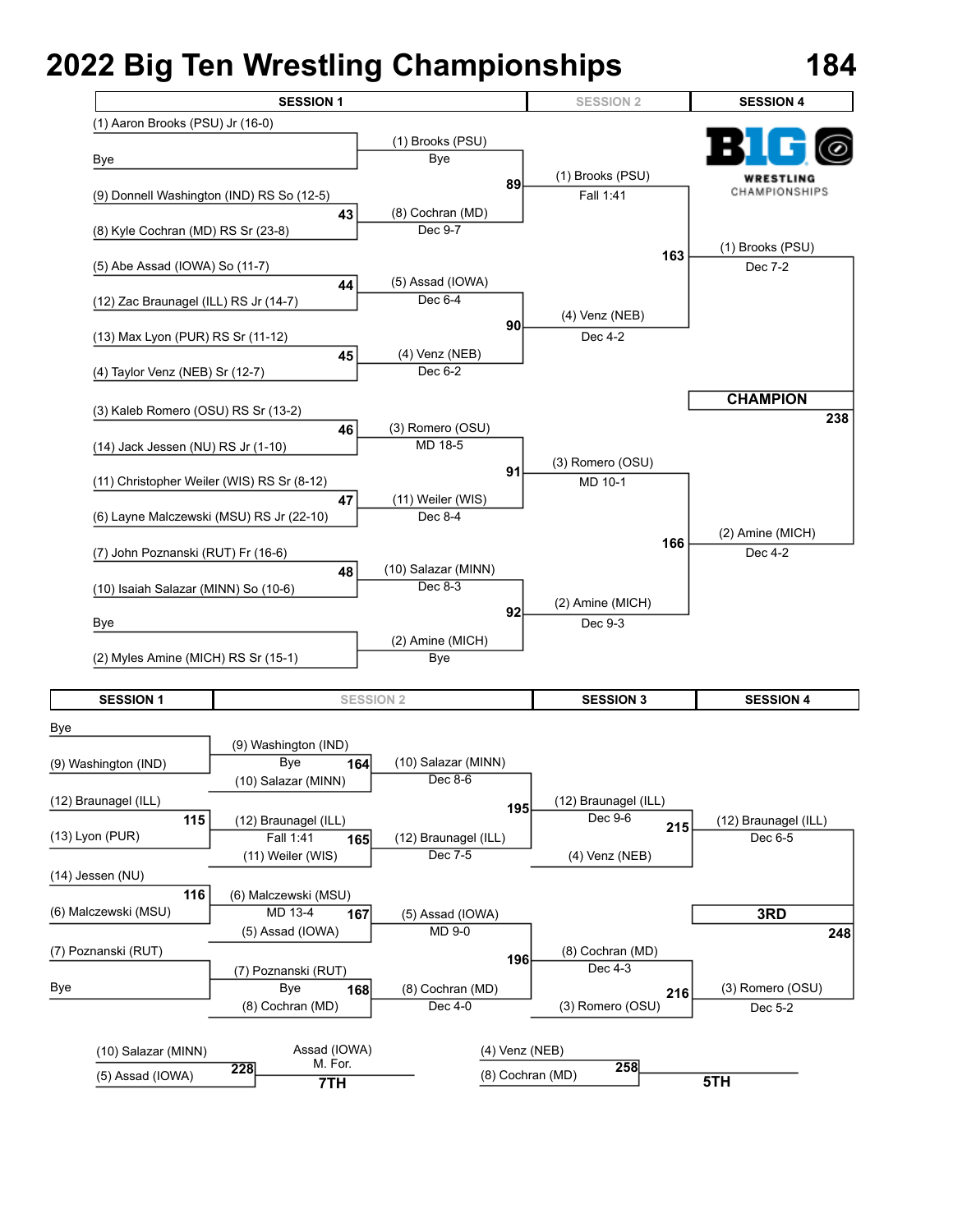# 2022 Big Ten Wrestling Championships — 184

## Championship Bracket

| SESSION 1 | | SESSION 2 | | SESSION 4 | |
|---|---|---|---|---|---|
| Bout | Wrestlers | Winner / Result | Bout | Winner / Result | Bout |

**Session 1 (First Round)**

- (1) Aaron Brooks (PSU) Jr (16-0) vs Bye — (1) Brooks (PSU), Bye
- 43: (9) Donnell Washington (IND) RS So (12-5) vs (8) Kyle Cochran (MD) RS Sr (23-8) — (8) Cochran (MD), Dec 9-7
- 44: (5) Abe Assad (IOWA) So (11-7) vs (12) Zac Braunagel (ILL) RS Jr (14-7) — (5) Assad (IOWA), Dec 6-4
- 45: (13) Max Lyon (PUR) RS Sr (11-12) vs (4) Taylor Venz (NEB) Sr (12-7) — (4) Venz (NEB), Dec 6-2
- 46: (3) Kaleb Romero (OSU) RS Sr (13-2) vs (14) Jack Jessen (NU) RS Jr (1-10) — (3) Romero (OSU), MD 18-5
- 47: (11) Christopher Weiler (WIS) RS Sr (8-12) vs (6) Layne Malczewski (MSU) RS Jr (22-10) — (11) Weiler (WIS), Dec 8-4
- 48: (7) John Poznanski (RUT) Fr (16-6) vs (10) Isaiah Salazar (MINN) So (10-6) — (10) Salazar (MINN), Dec 8-3
- Bye vs (2) Myles Amine (MICH) RS Sr (15-1) — (2) Amine (MICH), Bye

**Session 2 (Quarterfinals)**

- 89: (1) Brooks (PSU) — Fall 1:41
- 90: (4) Venz (NEB) — Dec 4-2
- 91: (3) Romero (OSU) — MD 10-1
- 92: (2) Amine (MICH) — Dec 9-3

**Semifinals**

- 163: (1) Brooks (PSU) — Dec 7-2
- 166: (2) Amine (MICH) — Dec 4-2

**Session 4**

- CHAMPION — 238

## Consolation Bracket

**Session 1**

- Bye vs (9) Washington (IND)
- 115: (12) Braunagel (ILL) vs (13) Lyon (PUR)
- 116: (14) Jessen (NU) vs (6) Malczewski (MSU)
- (7) Poznanski (RUT) vs Bye

**Session 2**

- 164: (9) Washington (IND) (Bye) vs (10) Salazar (MINN) — (10) Salazar (MINN), Dec 8-6
- 165: (12) Braunagel (ILL) (Fall 1:41) vs (11) Weiler (WIS) — (12) Braunagel (ILL), Dec 7-5
- 167: (6) Malczewski (MSU) (MD 13-4) vs (5) Assad (IOWA) — (5) Assad (IOWA), MD 9-0
- 168: (7) Poznanski (RUT) (Bye) vs (8) Cochran (MD) — (8) Cochran (MD), Dec 4-0

**Session 3**

- 195: (12) Braunagel (ILL) — Dec 9-6
- 196: (8) Cochran (MD) — Dec 4-3
- 215: (12) Braunagel (ILL) vs (4) Venz (NEB) — (12) Braunagel (ILL), Dec 6-5
- 216: (8) Cochran (MD) vs (3) Romero (OSU) — (3) Romero (OSU), Dec 5-2

**Session 4**

- 3RD — 248

## Placement Matches

- 228: (10) Salazar (MINN) vs (5) Assad (IOWA) — Assad (IOWA), M. For. — **7TH**
- 258: (4) Venz (NEB) vs (8) Cochran (MD) — **5TH**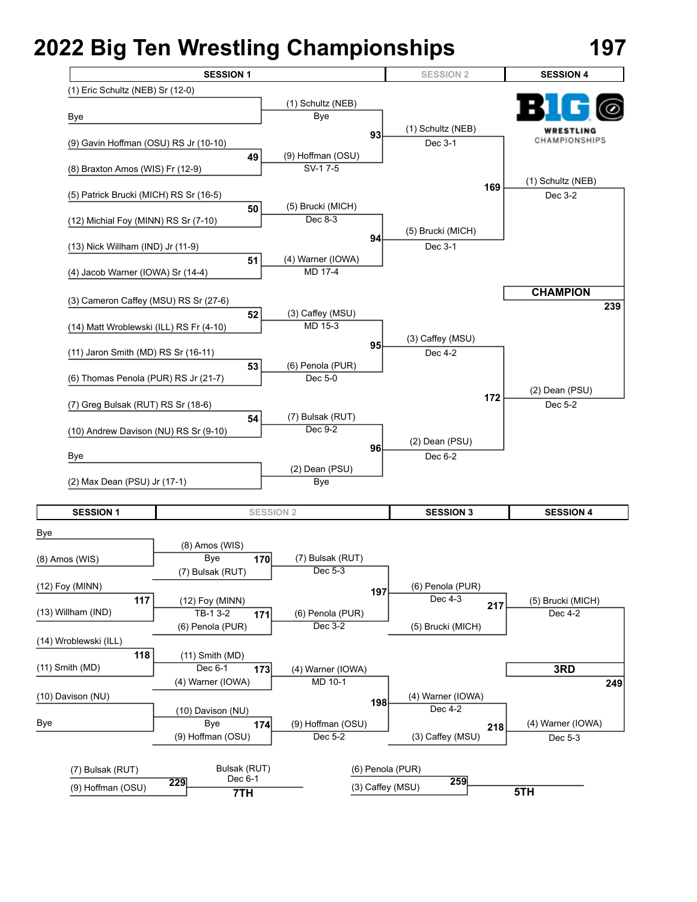# 2022 Big Ten Wrestling Championships

## 197

### Championship Bracket

| SESSION 1 | | SESSION 2 | SESSION 4 |
|---|---|---|---|
| (1) Eric Schultz (NEB) Sr (12-0) vs Bye | (1) Schultz (NEB) Bye | | |
| (9) Gavin Hoffman (OSU) RS Jr (10-10) vs (8) Braxton Amos (WIS) Fr (12-9) — 49 | (9) Hoffman (OSU) SV-1 7-5 | 93 — (1) Schultz (NEB) Dec 3-1 | |
| (5) Patrick Brucki (MICH) RS Sr (16-5) vs (12) Michial Foy (MINN) RS Sr (7-10) — 50 | (5) Brucki (MICH) Dec 8-3 | | 169 — (1) Schultz (NEB) Dec 3-2 |
| (13) Nick Willham (IND) Jr (11-9) vs (4) Jacob Warner (IOWA) Sr (14-4) — 51 | (4) Warner (IOWA) MD 17-4 | 94 — (5) Brucki (MICH) Dec 3-1 | |
| (3) Cameron Caffey (MSU) RS Sr (27-6) vs (14) Matt Wroblewski (ILL) RS Fr (4-10) — 52 | (3) Caffey (MSU) MD 15-3 | | |
| (11) Jaron Smith (MD) RS Sr (16-11) vs (6) Thomas Penola (PUR) RS Jr (21-7) — 53 | (6) Penola (PUR) Dec 5-0 | 95 — (3) Caffey (MSU) Dec 4-2 | |
| (7) Greg Bulsak (RUT) RS Sr (18-6) vs (10) Andrew Davison (NU) RS Sr (9-10) — 54 | (7) Bulsak (RUT) Dec 9-2 | | 172 — (2) Dean (PSU) Dec 5-2 |
| Bye vs (2) Max Dean (PSU) Jr (17-1) | (2) Dean (PSU) Bye | 96 — (2) Dean (PSU) Dec 6-2 | |

**CHAMPION** — 239

### Consolation Bracket

| SESSION 1 | SESSION 2 | | SESSION 3 | SESSION 4 |
|---|---|---|---|---|
| Bye vs (8) Amos (WIS) | (8) Amos (WIS) Bye | 170 — (7) Bulsak (RUT) Dec 5-3 | | |
| | (7) Bulsak (RUT) | | 197 — (6) Penola (PUR) Dec 4-3 | |
| (12) Foy (MINN) vs (13) Willham (IND) — 117 | (12) Foy (MINN) TB-1 3-2 | 171 — (6) Penola (PUR) Dec 3-2 | | 217 — (5) Brucki (MICH) Dec 4-2 |
| | (6) Penola (PUR) | | (5) Brucki (MICH) | |
| (14) Wroblewski (ILL) vs (11) Smith (MD) — 118 | (11) Smith (MD) Dec 6-1 | 173 — (4) Warner (IOWA) MD 10-1 | | |
| | (4) Warner (IOWA) | | 198 — (4) Warner (IOWA) Dec 4-2 | |
| (10) Davison (NU) vs Bye | (10) Davison (NU) Bye | 174 — (9) Hoffman (OSU) Dec 5-2 | | 218 — (4) Warner (IOWA) Dec 5-3 |
| | (9) Hoffman (OSU) | | (3) Caffey (MSU) | |

**3RD** — 249

**7TH** — 229: (7) Bulsak (RUT) vs (9) Hoffman (OSU) — Bulsak (RUT) Dec 6-1

**5TH** — 259: (6) Penola (PUR) vs (3) Caffey (MSU)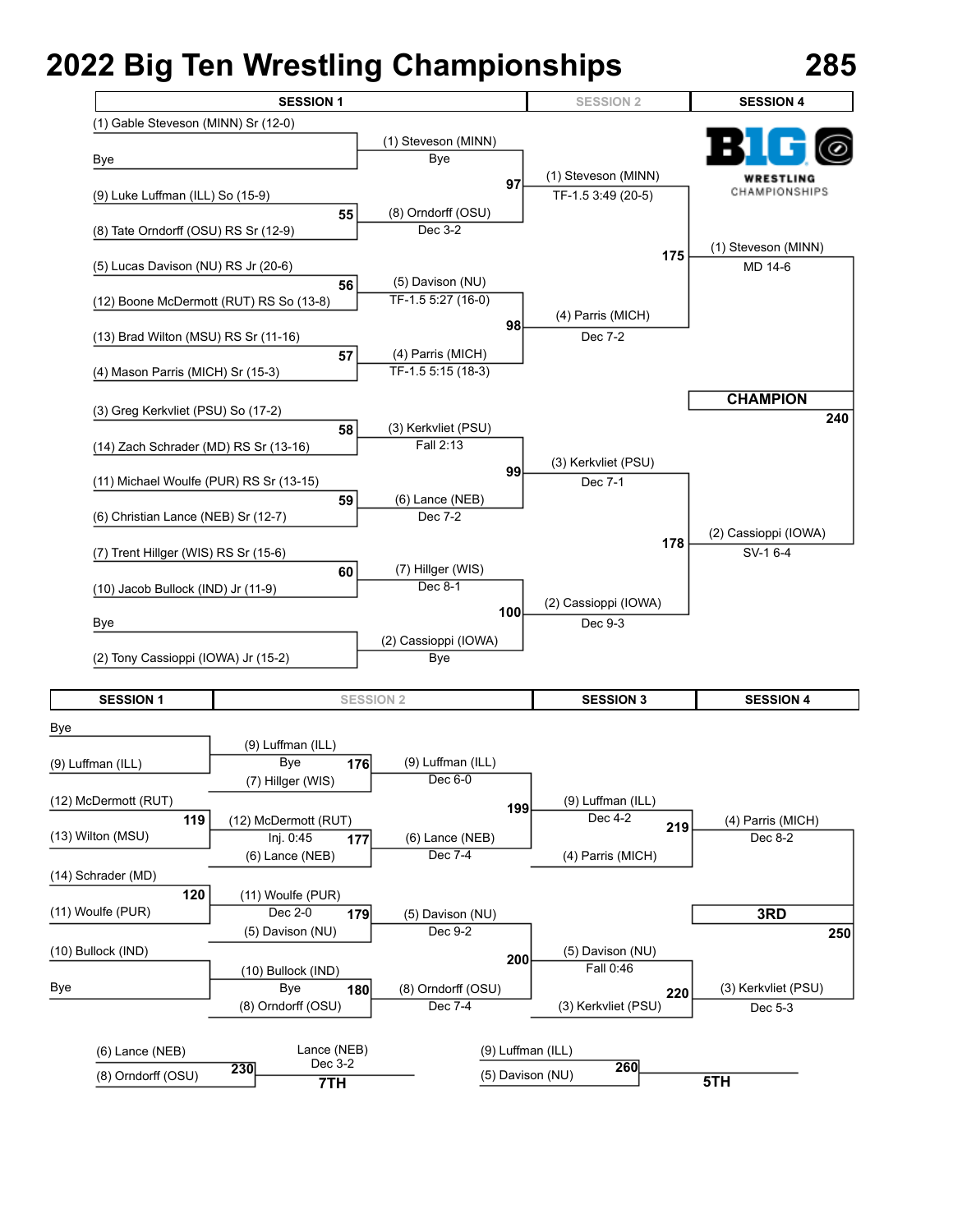# 2022 Big Ten Wrestling Championships

## 285

**SESSION 1** | SESSION 2 | **SESSION 4**

(1) Gable Steveson (MINN) Sr (12-0)
Bye
(1) Steveson (MINN)
Bye

97
(1) Steveson (MINN)
TF-1.5 3:49 (20-5)

(9) Luke Luffman (ILL) So (15-9)
55
(8) Tate Orndorff (OSU) RS Sr (12-9)
(8) Orndorff (OSU)
Dec 3-2

175
(1) Steveson (MINN)
MD 14-6

(5) Lucas Davison (NU) RS Jr (20-6)
56
(12) Boone McDermott (RUT) RS So (13-8)
(5) Davison (NU)
TF-1.5 5:27 (16-0)

98
(4) Parris (MICH)
Dec 7-2

(13) Brad Wilton (MSU) RS Sr (11-16)
57
(4) Mason Parris (MICH) Sr (15-3)
(4) Parris (MICH)
TF-1.5 5:15 (18-3)

**CHAMPION**
240

(3) Greg Kerkvliet (PSU) So (17-2)
58
(14) Zach Schrader (MD) RS Sr (13-16)
(3) Kerkvliet (PSU)
Fall 2:13

99
(3) Kerkvliet (PSU)
Dec 7-1

(11) Michael Woulfe (PUR) RS Sr (13-15)
59
(6) Christian Lance (NEB) Sr (12-7)
(6) Lance (NEB)
Dec 7-2

178
(2) Cassioppi (IOWA)
SV-1 6-4

(7) Trent Hillger (WIS) RS Sr (15-6)
60
(10) Jacob Bullock (IND) Jr (11-9)
(7) Hillger (WIS)
Dec 8-1

100
(2) Cassioppi (IOWA)
Dec 9-3

Bye
(2) Tony Cassioppi (IOWA) Jr (15-2)
(2) Cassioppi (IOWA)
Bye

**SESSION 1** | SESSION 2 | **SESSION 3** | **SESSION 4**

Bye
(9) Luffman (ILL)
(9) Luffman (ILL)
Bye
176
(7) Hillger (WIS)
(9) Luffman (ILL)
Dec 6-0

199
(9) Luffman (ILL)
Dec 4-2

(12) McDermott (RUT)
119
(13) Wilton (MSU)
(12) McDermott (RUT)
Inj. 0:45
177
(6) Lance (NEB)
(6) Lance (NEB)
Dec 7-4

219
(4) Parris (MICH)
(4) Parris (MICH)
Dec 8-2

(14) Schrader (MD)
120
(11) Woulfe (PUR)
(11) Woulfe (PUR)
Dec 2-0
179
(5) Davison (NU)
(5) Davison (NU)
Dec 9-2

**3RD**
250

(10) Bullock (IND)
Bye
(10) Bullock (IND)
Bye
180
(8) Orndorff (OSU)
(8) Orndorff (OSU)
Dec 7-4

200
(5) Davison (NU)
Fall 0:46

220
(3) Kerkvliet (PSU)
(3) Kerkvliet (PSU)
Dec 5-3

(6) Lance (NEB)
(8) Orndorff (OSU)
230
Lance (NEB)
Dec 3-2
**7TH**

(9) Luffman (ILL)
(5) Davison (NU)
260
**5TH**